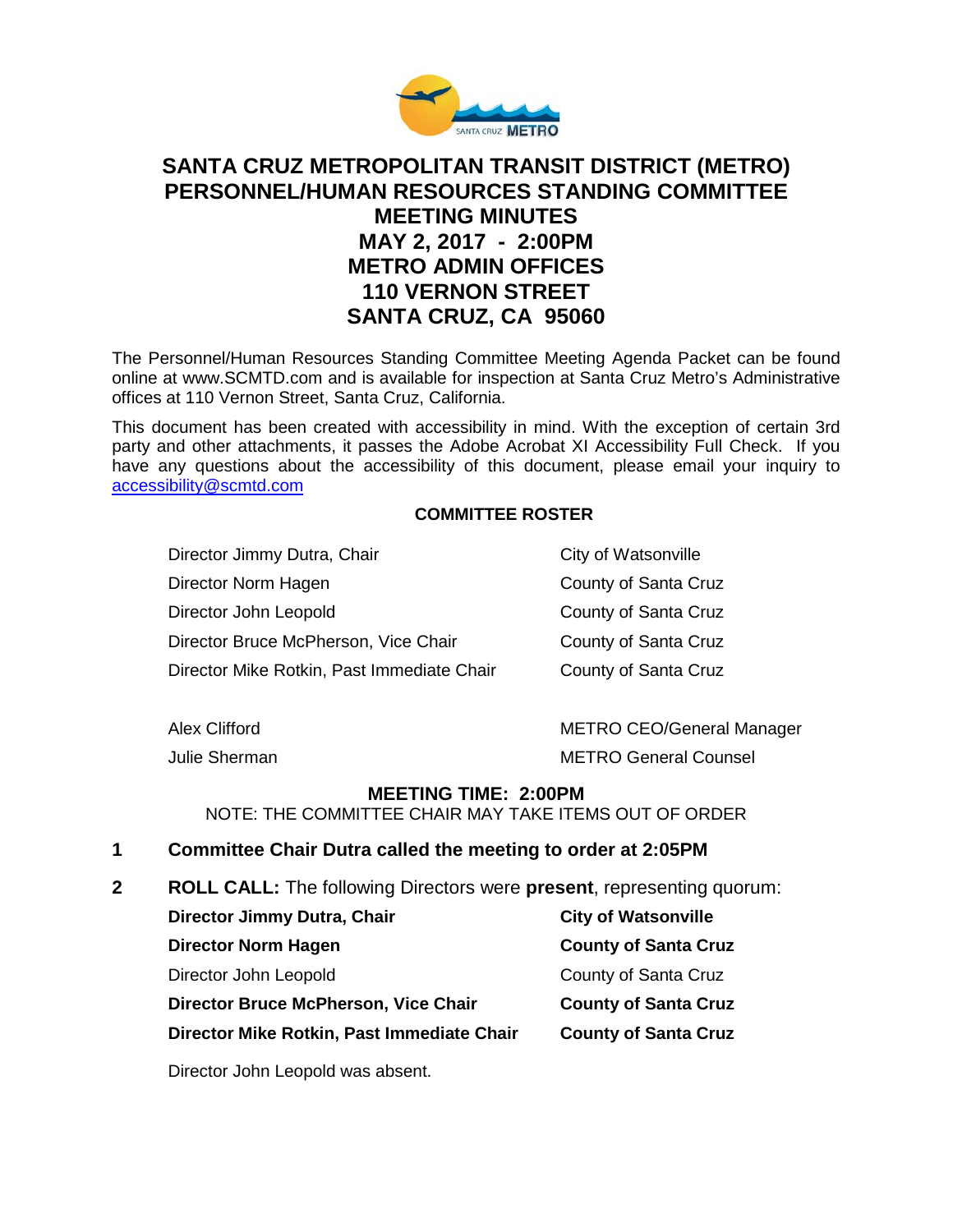# SANTA CRUZ METROPOLITAN TRANSIT DISTRICT (METRO) PERSONNEL/HUMAN RESOURCES STANDING COMMITTEE MEETING MINUTES

## MAY 2, 2017 - 2:00PM
## METRO ADMIN OFFICES
## 110 VERNON STREET
## SANTA CRUZ, CA 95060

The Personnel/Human Resources Standing Committee Meeting Agenda Packet can be found online at www.SCMTD.com and is available for inspection at Santa Cruz Metro's Administrative offices at 110 Vernon Street, Santa Cruz, California.

This document has been created with accessibility in mind. With the exception of certain 3rd party and other attachments, it passes the Adobe Acrobat XI Accessibility Full Check. If you have any questions about the accessibility of this document, please email your inquiry to accessibility@scmtd.com

**COMMITTEE ROSTER**

| | |
|---|---|
| Director Jimmy Dutra, Chair | City of Watsonville |
| Director Norm Hagen | County of Santa Cruz |
| Director John Leopold | County of Santa Cruz |
| Director Bruce McPherson, Vice Chair | County of Santa Cruz |
| Director Mike Rotkin, Past Immediate Chair | County of Santa Cruz |
| | |
| Alex Clifford | METRO CEO/General Manager |
| Julie Sherman | METRO General Counsel |

**MEETING TIME: 2:00PM**

NOTE: THE COMMITTEE CHAIR MAY TAKE ITEMS OUT OF ORDER

**1 Committee Chair Dutra called the meeting to order at 2:05PM**

**2 ROLL CALL:** The following Directors were **present**, representing quorum:

| | |
|---|---|
| **Director Jimmy Dutra, Chair** | **City of Watsonville** |
| **Director Norm Hagen** | **County of Santa Cruz** |
| Director John Leopold | County of Santa Cruz |
| **Director Bruce McPherson, Vice Chair** | **County of Santa Cruz** |
| **Director Mike Rotkin, Past Immediate Chair** | **County of Santa Cruz** |

Director John Leopold was absent.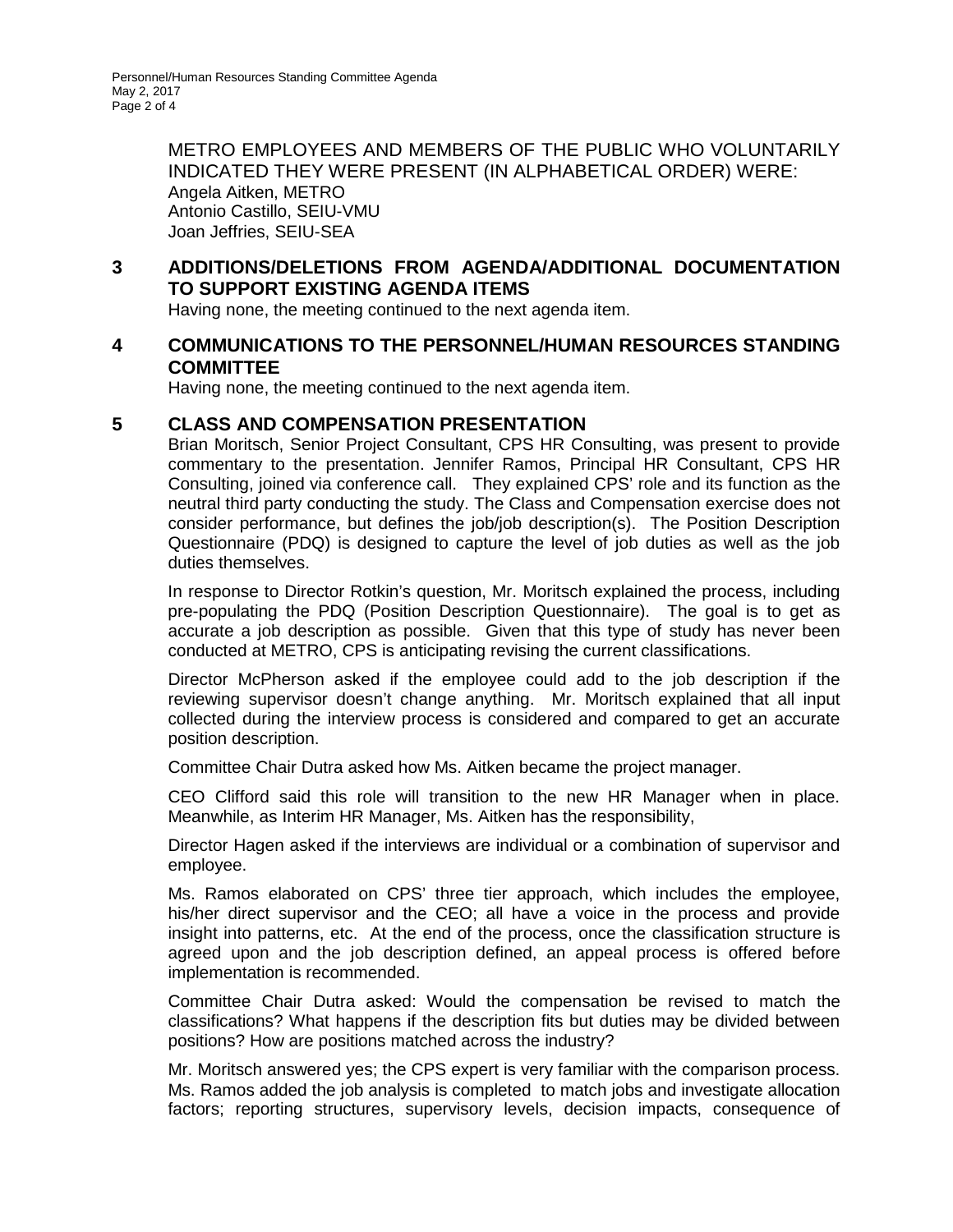METRO EMPLOYEES AND MEMBERS OF THE PUBLIC WHO VOLUNTARILY INDICATED THEY WERE PRESENT (IN ALPHABETICAL ORDER) WERE:
Angela Aitken, METRO
Antonio Castillo, SEIU-VMU
Joan Jeffries, SEIU-SEA

## 3 ADDITIONS/DELETIONS FROM AGENDA/ADDITIONAL DOCUMENTATION TO SUPPORT EXISTING AGENDA ITEMS

Having none, the meeting continued to the next agenda item.

## 4 COMMUNICATIONS TO THE PERSONNEL/HUMAN RESOURCES STANDING COMMITTEE

Having none, the meeting continued to the next agenda item.

## 5 CLASS AND COMPENSATION PRESENTATION

Brian Moritsch, Senior Project Consultant, CPS HR Consulting, was present to provide commentary to the presentation. Jennifer Ramos, Principal HR Consultant, CPS HR Consulting, joined via conference call. They explained CPS' role and its function as the neutral third party conducting the study. The Class and Compensation exercise does not consider performance, but defines the job/job description(s). The Position Description Questionnaire (PDQ) is designed to capture the level of job duties as well as the job duties themselves.

In response to Director Rotkin's question, Mr. Moritsch explained the process, including pre-populating the PDQ (Position Description Questionnaire). The goal is to get as accurate a job description as possible. Given that this type of study has never been conducted at METRO, CPS is anticipating revising the current classifications.

Director McPherson asked if the employee could add to the job description if the reviewing supervisor doesn't change anything. Mr. Moritsch explained that all input collected during the interview process is considered and compared to get an accurate position description.

Committee Chair Dutra asked how Ms. Aitken became the project manager.

CEO Clifford said this role will transition to the new HR Manager when in place. Meanwhile, as Interim HR Manager, Ms. Aitken has the responsibility,

Director Hagen asked if the interviews are individual or a combination of supervisor and employee.

Ms. Ramos elaborated on CPS' three tier approach, which includes the employee, his/her direct supervisor and the CEO; all have a voice in the process and provide insight into patterns, etc. At the end of the process, once the classification structure is agreed upon and the job description defined, an appeal process is offered before implementation is recommended.

Committee Chair Dutra asked: Would the compensation be revised to match the classifications? What happens if the description fits but duties may be divided between positions? How are positions matched across the industry?

Mr. Moritsch answered yes; the CPS expert is very familiar with the comparison process. Ms. Ramos added the job analysis is completed to match jobs and investigate allocation factors; reporting structures, supervisory levels, decision impacts, consequence of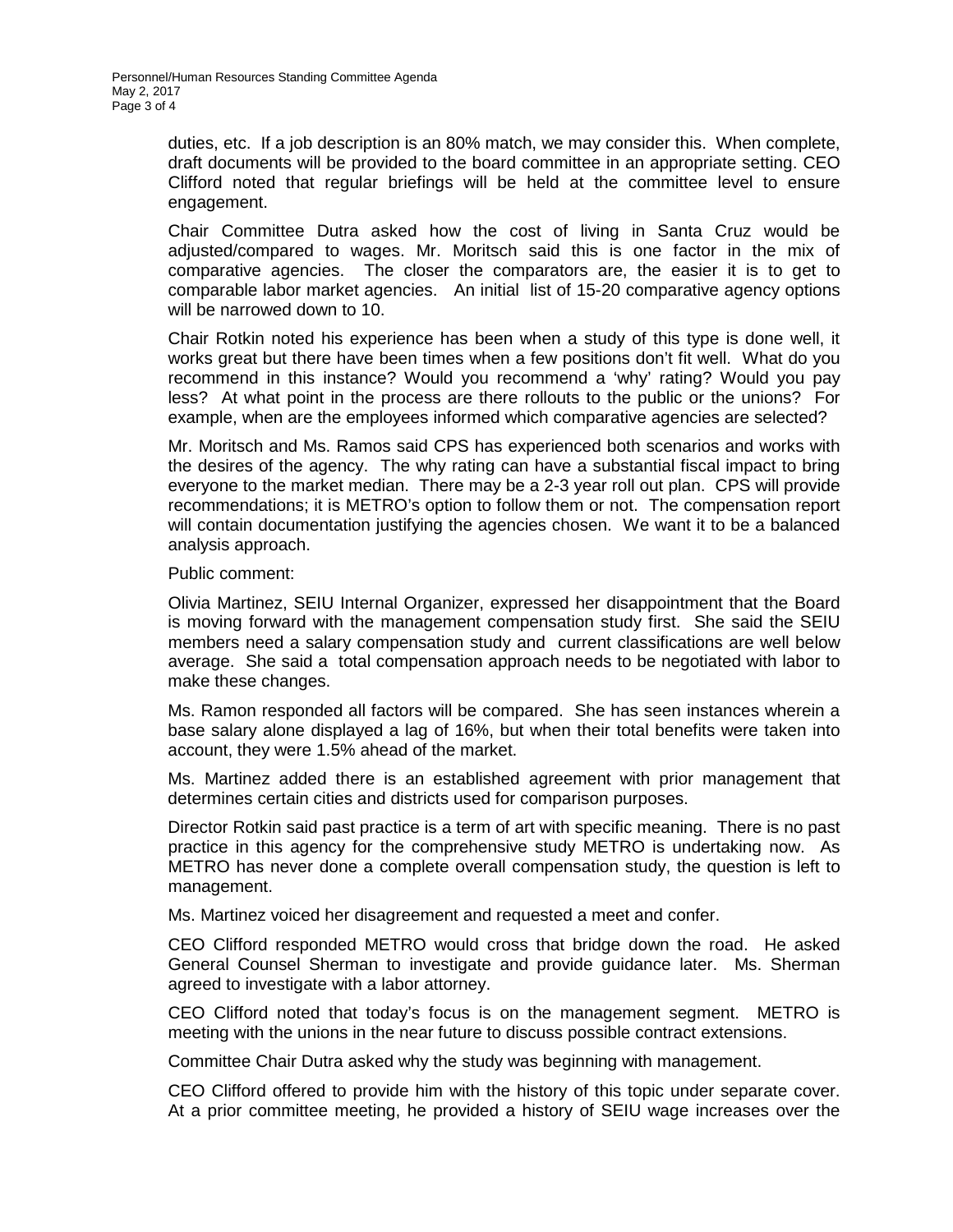duties, etc. If a job description is an 80% match, we may consider this. When complete, draft documents will be provided to the board committee in an appropriate setting. CEO Clifford noted that regular briefings will be held at the committee level to ensure engagement.

Chair Committee Dutra asked how the cost of living in Santa Cruz would be adjusted/compared to wages. Mr. Moritsch said this is one factor in the mix of comparative agencies. The closer the comparators are, the easier it is to get to comparable labor market agencies. An initial list of 15-20 comparative agency options will be narrowed down to 10.

Chair Rotkin noted his experience has been when a study of this type is done well, it works great but there have been times when a few positions don't fit well. What do you recommend in this instance? Would you recommend a 'why' rating? Would you pay less? At what point in the process are there rollouts to the public or the unions? For example, when are the employees informed which comparative agencies are selected?

Mr. Moritsch and Ms. Ramos said CPS has experienced both scenarios and works with the desires of the agency. The why rating can have a substantial fiscal impact to bring everyone to the market median. There may be a 2-3 year roll out plan. CPS will provide recommendations; it is METRO's option to follow them or not. The compensation report will contain documentation justifying the agencies chosen. We want it to be a balanced analysis approach.

Public comment:

Olivia Martinez, SEIU Internal Organizer, expressed her disappointment that the Board is moving forward with the management compensation study first. She said the SEIU members need a salary compensation study and current classifications are well below average. She said a total compensation approach needs to be negotiated with labor to make these changes.

Ms. Ramon responded all factors will be compared. She has seen instances wherein a base salary alone displayed a lag of 16%, but when their total benefits were taken into account, they were 1.5% ahead of the market.

Ms. Martinez added there is an established agreement with prior management that determines certain cities and districts used for comparison purposes.

Director Rotkin said past practice is a term of art with specific meaning. There is no past practice in this agency for the comprehensive study METRO is undertaking now. As METRO has never done a complete overall compensation study, the question is left to management.

Ms. Martinez voiced her disagreement and requested a meet and confer.

CEO Clifford responded METRO would cross that bridge down the road. He asked General Counsel Sherman to investigate and provide guidance later. Ms. Sherman agreed to investigate with a labor attorney.

CEO Clifford noted that today's focus is on the management segment. METRO is meeting with the unions in the near future to discuss possible contract extensions.

Committee Chair Dutra asked why the study was beginning with management.

CEO Clifford offered to provide him with the history of this topic under separate cover. At a prior committee meeting, he provided a history of SEIU wage increases over the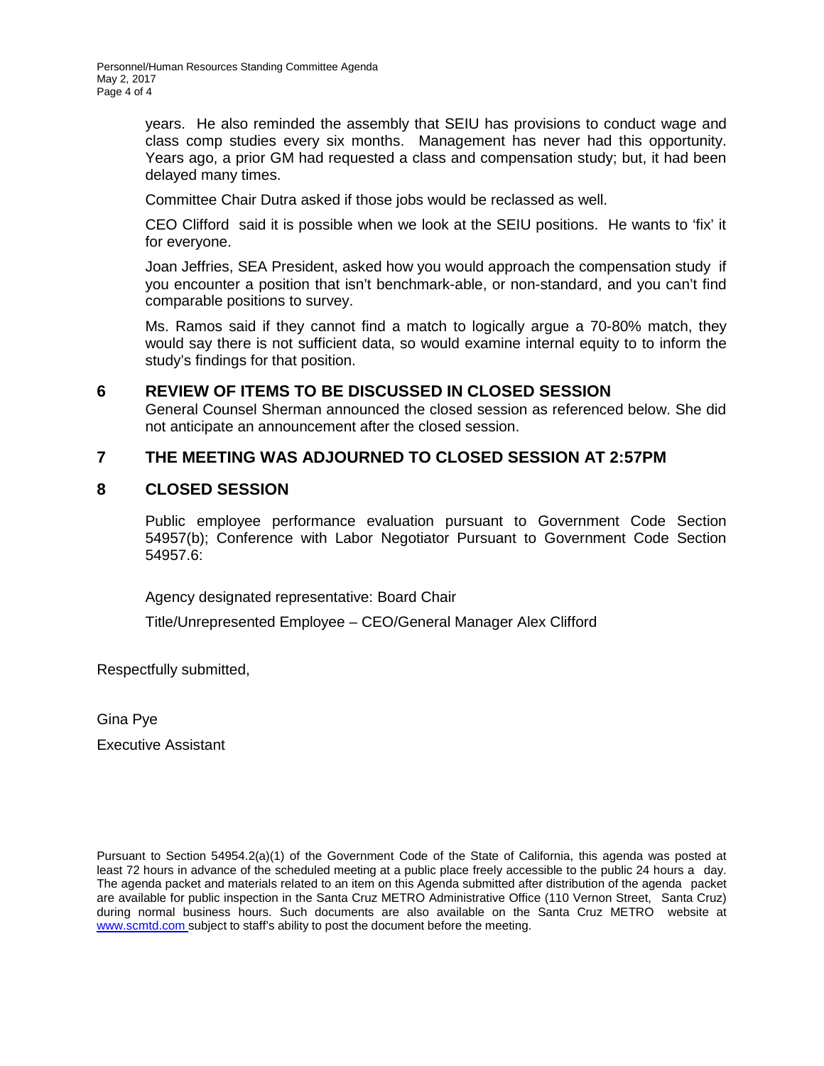years. He also reminded the assembly that SEIU has provisions to conduct wage and class comp studies every six months. Management has never had this opportunity. Years ago, a prior GM had requested a class and compensation study; but, it had been delayed many times.

Committee Chair Dutra asked if those jobs would be reclassed as well.

CEO Clifford said it is possible when we look at the SEIU positions. He wants to 'fix' it for everyone.

Joan Jeffries, SEA President, asked how you would approach the compensation study if you encounter a position that isn't benchmark-able, or non-standard, and you can't find comparable positions to survey.

Ms. Ramos said if they cannot find a match to logically argue a 70-80% match, they would say there is not sufficient data, so would examine internal equity to to inform the study's findings for that position.

## 6 REVIEW OF ITEMS TO BE DISCUSSED IN CLOSED SESSION

General Counsel Sherman announced the closed session as referenced below. She did not anticipate an announcement after the closed session.

## 7 THE MEETING WAS ADJOURNED TO CLOSED SESSION AT 2:57PM

## 8 CLOSED SESSION

Public employee performance evaluation pursuant to Government Code Section 54957(b); Conference with Labor Negotiator Pursuant to Government Code Section 54957.6:

Agency designated representative: Board Chair

Title/Unrepresented Employee – CEO/General Manager Alex Clifford

Respectfully submitted,

Gina Pye

Executive Assistant

Pursuant to Section 54954.2(a)(1) of the Government Code of the State of California, this agenda was posted at least 72 hours in advance of the scheduled meeting at a public place freely accessible to the public 24 hours a day. The agenda packet and materials related to an item on this Agenda submitted after distribution of the agenda packet are available for public inspection in the Santa Cruz METRO Administrative Office (110 Vernon Street, Santa Cruz) during normal business hours. Such documents are also available on the Santa Cruz METRO website at www.scmtd.com subject to staff's ability to post the document before the meeting.